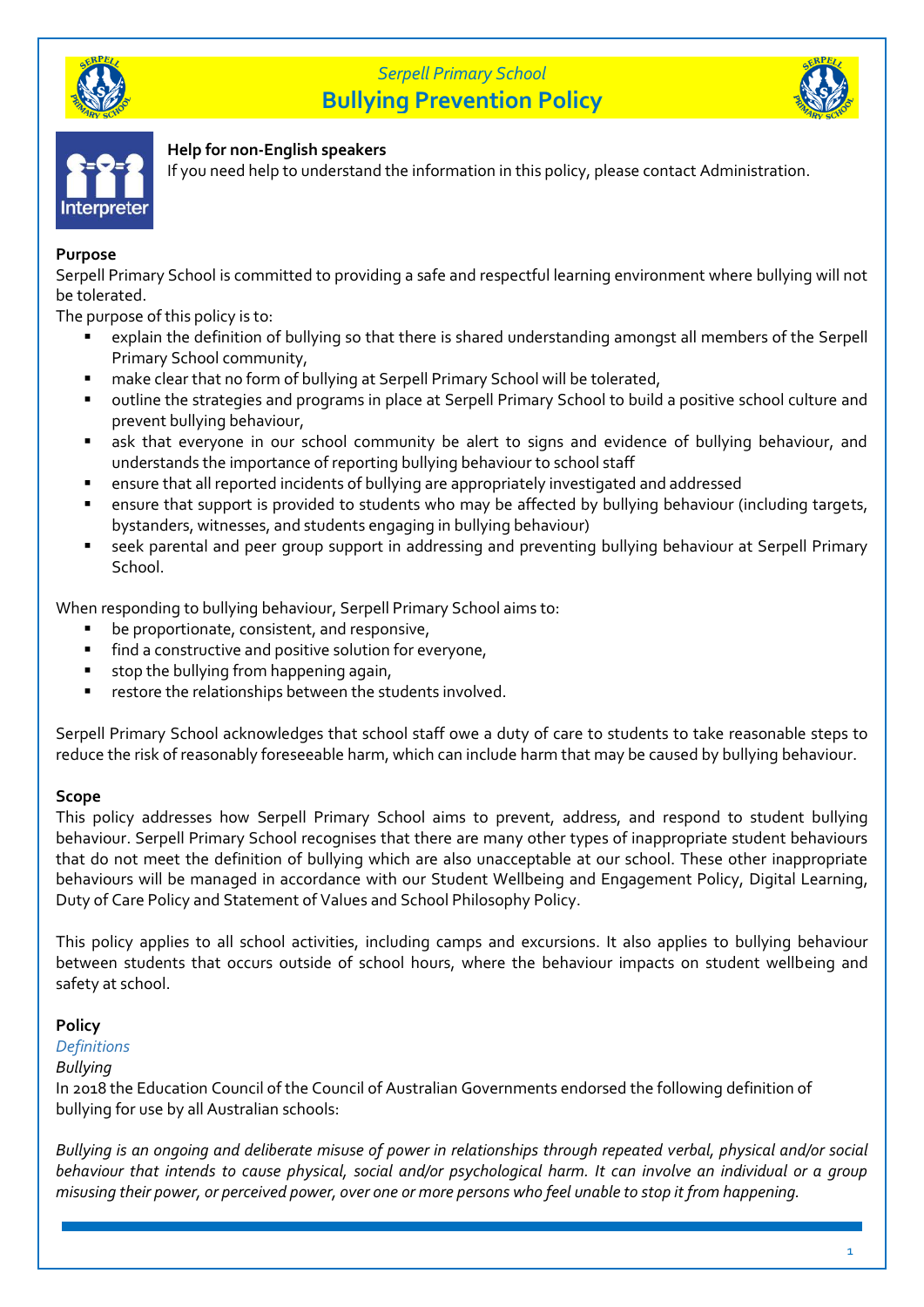*Serpell Primary School*

# Bullying Prevention Policy

**Help for non-English speakers**

If you need help to understand the information in this policy, please contact Administration.

## Purpose

Serpell Primary School is committed to providing a safe and respectful learning environment where bullying will not be tolerated.

The purpose of this policy is to:

- explain the definition of bullying so that there is shared understanding amongst all members of the Serpell Primary School community,
- make clear that no form of bullying at Serpell Primary School will be tolerated,
- outline the strategies and programs in place at Serpell Primary School to build a positive school culture and prevent bullying behaviour,
- ask that everyone in our school community be alert to signs and evidence of bullying behaviour, and understands the importance of reporting bullying behaviour to school staff
- ensure that all reported incidents of bullying are appropriately investigated and addressed
- ensure that support is provided to students who may be affected by bullying behaviour (including targets, bystanders, witnesses, and students engaging in bullying behaviour)
- seek parental and peer group support in addressing and preventing bullying behaviour at Serpell Primary School.

When responding to bullying behaviour, Serpell Primary School aims to:

- be proportionate, consistent, and responsive,
- find a constructive and positive solution for everyone,
- stop the bullying from happening again,
- restore the relationships between the students involved.

Serpell Primary School acknowledges that school staff owe a duty of care to students to take reasonable steps to reduce the risk of reasonably foreseeable harm, which can include harm that may be caused by bullying behaviour.

## Scope

This policy addresses how Serpell Primary School aims to prevent, address, and respond to student bullying behaviour. Serpell Primary School recognises that there are many other types of inappropriate student behaviours that do not meet the definition of bullying which are also unacceptable at our school. These other inappropriate behaviours will be managed in accordance with our Student Wellbeing and Engagement Policy, Digital Learning, Duty of Care Policy and Statement of Values and School Philosophy Policy.

This policy applies to all school activities, including camps and excursions. It also applies to bullying behaviour between students that occurs outside of school hours, where the behaviour impacts on student wellbeing and safety at school.

## Policy

### *Definitions*

*Bullying*

In 2018 the Education Council of the Council of Australian Governments endorsed the following definition of bullying for use by all Australian schools:

*Bullying is an ongoing and deliberate misuse of power in relationships through repeated verbal, physical and/or social behaviour that intends to cause physical, social and/or psychological harm. It can involve an individual or a group misusing their power, or perceived power, over one or more persons who feel unable to stop it from happening.*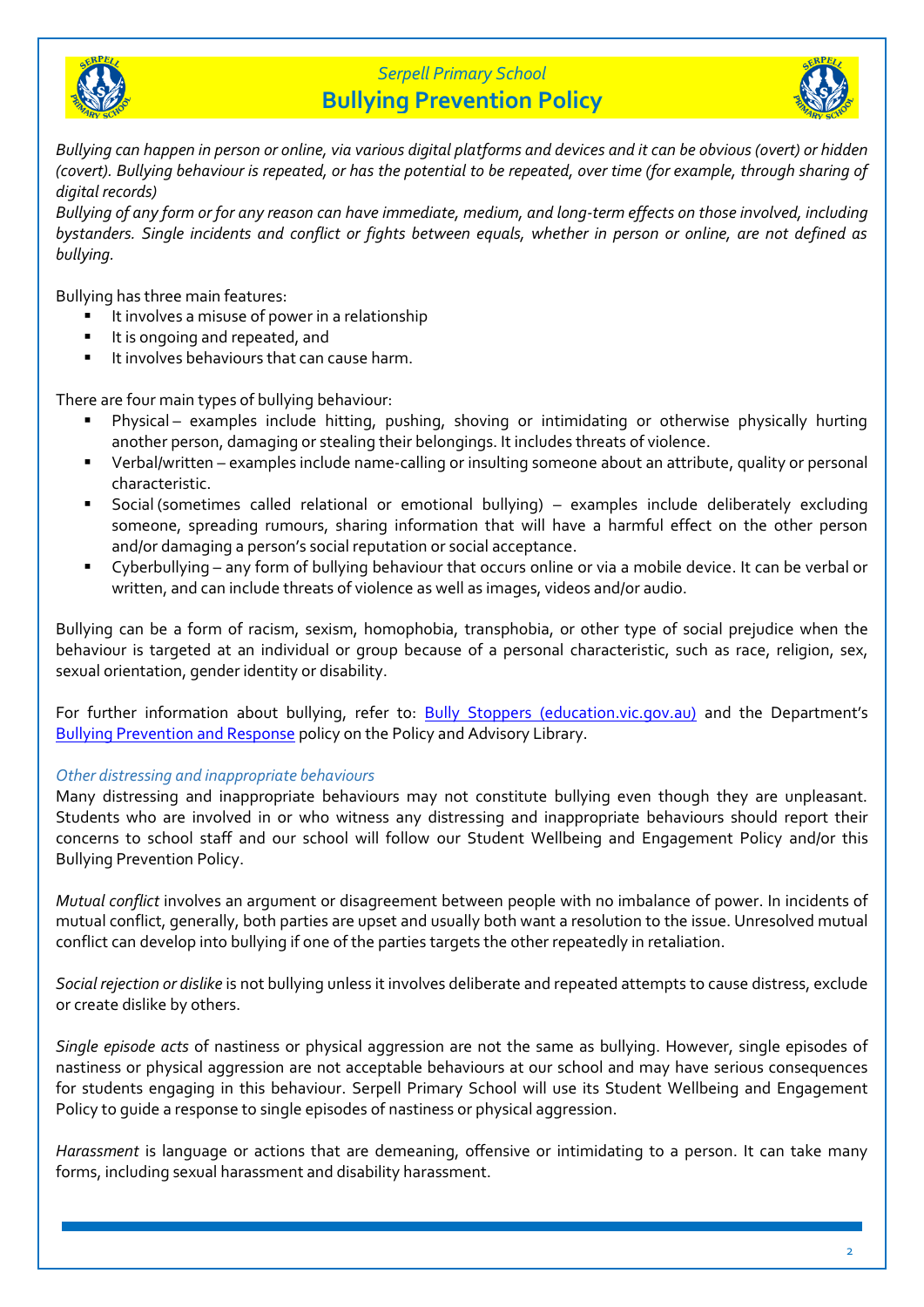*Bullying can happen in person or online, via various digital platforms and devices and it can be obvious (overt) or hidden (covert). Bullying behaviour is repeated, or has the potential to be repeated, over time (for example, through sharing of digital records)*

*Bullying of any form or for any reason can have immediate, medium, and long-term effects on those involved, including bystanders. Single incidents and conflict or fights between equals, whether in person or online, are not defined as bullying.*

Bullying has three main features:

- It involves a misuse of power in a relationship
- It is ongoing and repeated, and
- It involves behaviours that can cause harm.

There are four main types of bullying behaviour:

- Physical – examples include hitting, pushing, shoving or intimidating or otherwise physically hurting another person, damaging or stealing their belongings. It includes threats of violence.
- Verbal/written – examples include name-calling or insulting someone about an attribute, quality or personal characteristic.
- Social (sometimes called relational or emotional bullying) – examples include deliberately excluding someone, spreading rumours, sharing information that will have a harmful effect on the other person and/or damaging a person's social reputation or social acceptance.
- Cyberbullying – any form of bullying behaviour that occurs online or via a mobile device. It can be verbal or written, and can include threats of violence as well as images, videos and/or audio.

Bullying can be a form of racism, sexism, homophobia, transphobia, or other type of social prejudice when the behaviour is targeted at an individual or group because of a personal characteristic, such as race, religion, sex, sexual orientation, gender identity or disability.

For further information about bullying, refer to: [Bully Stoppers (education.vic.gov.au)]() and the Department's [Bullying Prevention and Response]() policy on the Policy and Advisory Library.

### *Other distressing and inappropriate behaviours*

Many distressing and inappropriate behaviours may not constitute bullying even though they are unpleasant. Students who are involved in or who witness any distressing and inappropriate behaviours should report their concerns to school staff and our school will follow our Student Wellbeing and Engagement Policy and/or this Bullying Prevention Policy.

*Mutual conflict* involves an argument or disagreement between people with no imbalance of power. In incidents of mutual conflict, generally, both parties are upset and usually both want a resolution to the issue. Unresolved mutual conflict can develop into bullying if one of the parties targets the other repeatedly in retaliation.

*Social rejection or dislike* is not bullying unless it involves deliberate and repeated attempts to cause distress, exclude or create dislike by others.

*Single episode acts* of nastiness or physical aggression are not the same as bullying. However, single episodes of nastiness or physical aggression are not acceptable behaviours at our school and may have serious consequences for students engaging in this behaviour. Serpell Primary School will use its Student Wellbeing and Engagement Policy to guide a response to single episodes of nastiness or physical aggression.

*Harassment* is language or actions that are demeaning, offensive or intimidating to a person. It can take many forms, including sexual harassment and disability harassment.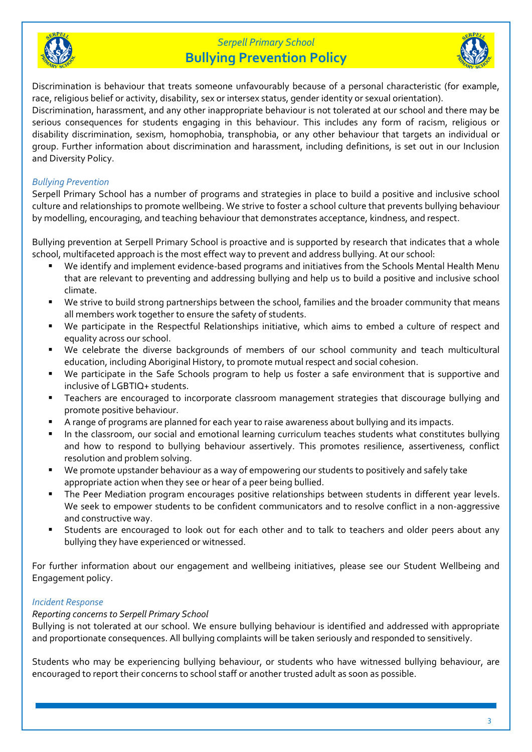Discrimination is behaviour that treats someone unfavourably because of a personal characteristic (for example, race, religious belief or activity, disability, sex or intersex status, gender identity or sexual orientation).
Discrimination, harassment, and any other inappropriate behaviour is not tolerated at our school and there may be serious consequences for students engaging in this behaviour. This includes any form of racism, religious or disability discrimination, sexism, homophobia, transphobia, or any other behaviour that targets an individual or group. Further information about discrimination and harassment, including definitions, is set out in our Inclusion and Diversity Policy.

*Bullying Prevention*

Serpell Primary School has a number of programs and strategies in place to build a positive and inclusive school culture and relationships to promote wellbeing. We strive to foster a school culture that prevents bullying behaviour by modelling, encouraging, and teaching behaviour that demonstrates acceptance, kindness, and respect.

Bullying prevention at Serpell Primary School is proactive and is supported by research that indicates that a whole school, multifaceted approach is the most effect way to prevent and address bullying. At our school:

- We identify and implement evidence-based programs and initiatives from the Schools Mental Health Menu that are relevant to preventing and addressing bullying and help us to build a positive and inclusive school climate.
- We strive to build strong partnerships between the school, families and the broader community that means all members work together to ensure the safety of students.
- We participate in the Respectful Relationships initiative, which aims to embed a culture of respect and equality across our school.
- We celebrate the diverse backgrounds of members of our school community and teach multicultural education, including Aboriginal History, to promote mutual respect and social cohesion.
- We participate in the Safe Schools program to help us foster a safe environment that is supportive and inclusive of LGBTIQ+ students.
- Teachers are encouraged to incorporate classroom management strategies that discourage bullying and promote positive behaviour.
- A range of programs are planned for each year to raise awareness about bullying and its impacts.
- In the classroom, our social and emotional learning curriculum teaches students what constitutes bullying and how to respond to bullying behaviour assertively. This promotes resilience, assertiveness, conflict resolution and problem solving.
- We promote upstander behaviour as a way of empowering our students to positively and safely take appropriate action when they see or hear of a peer being bullied.
- The Peer Mediation program encourages positive relationships between students in different year levels. We seek to empower students to be confident communicators and to resolve conflict in a non-aggressive and constructive way.
- Students are encouraged to look out for each other and to talk to teachers and older peers about any bullying they have experienced or witnessed.

For further information about our engagement and wellbeing initiatives, please see our Student Wellbeing and Engagement policy.

*Incident Response*

*Reporting concerns to Serpell Primary School*

Bullying is not tolerated at our school. We ensure bullying behaviour is identified and addressed with appropriate and proportionate consequences. All bullying complaints will be taken seriously and responded to sensitively.

Students who may be experiencing bullying behaviour, or students who have witnessed bullying behaviour, are encouraged to report their concerns to school staff or another trusted adult as soon as possible.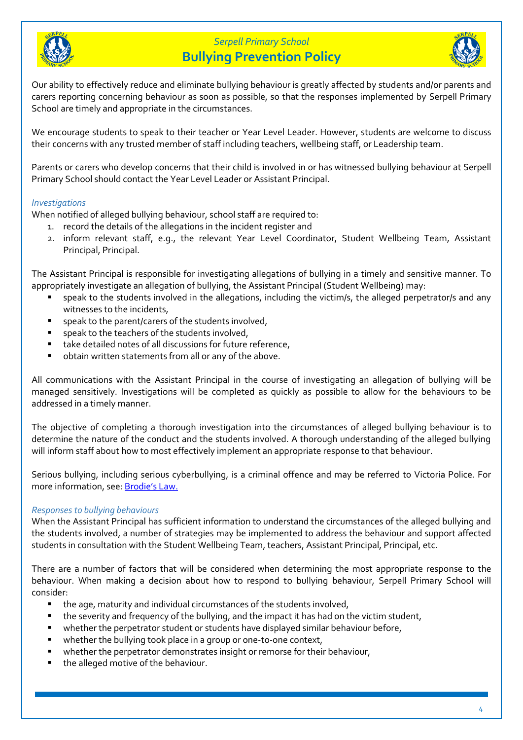Our ability to effectively reduce and eliminate bullying behaviour is greatly affected by students and/or parents and carers reporting concerning behaviour as soon as possible, so that the responses implemented by Serpell Primary School are timely and appropriate in the circumstances.

We encourage students to speak to their teacher or Year Level Leader. However, students are welcome to discuss their concerns with any trusted member of staff including teachers, wellbeing staff, or Leadership team.

Parents or carers who develop concerns that their child is involved in or has witnessed bullying behaviour at Serpell Primary School should contact the Year Level Leader or Assistant Principal.

*Investigations*

When notified of alleged bullying behaviour, school staff are required to:

1. record the details of the allegations in the incident register and
2. inform relevant staff, e.g., the relevant Year Level Coordinator, Student Wellbeing Team, Assistant Principal, Principal.

The Assistant Principal is responsible for investigating allegations of bullying in a timely and sensitive manner. To appropriately investigate an allegation of bullying, the Assistant Principal (Student Wellbeing) may:

- speak to the students involved in the allegations, including the victim/s, the alleged perpetrator/s and any witnesses to the incidents,
- speak to the parent/carers of the students involved,
- speak to the teachers of the students involved,
- take detailed notes of all discussions for future reference,
- obtain written statements from all or any of the above.

All communications with the Assistant Principal in the course of investigating an allegation of bullying will be managed sensitively. Investigations will be completed as quickly as possible to allow for the behaviours to be addressed in a timely manner.

The objective of completing a thorough investigation into the circumstances of alleged bullying behaviour is to determine the nature of the conduct and the students involved. A thorough understanding of the alleged bullying will inform staff about how to most effectively implement an appropriate response to that behaviour.

Serious bullying, including serious cyberbullying, is a criminal offence and may be referred to Victoria Police. For more information, see: Brodie's Law.

*Responses to bullying behaviours*

When the Assistant Principal has sufficient information to understand the circumstances of the alleged bullying and the students involved, a number of strategies may be implemented to address the behaviour and support affected students in consultation with the Student Wellbeing Team, teachers, Assistant Principal, Principal, etc.

There are a number of factors that will be considered when determining the most appropriate response to the behaviour. When making a decision about how to respond to bullying behaviour, Serpell Primary School will consider:

- the age, maturity and individual circumstances of the students involved,
- the severity and frequency of the bullying, and the impact it has had on the victim student,
- whether the perpetrator student or students have displayed similar behaviour before,
- whether the bullying took place in a group or one-to-one context,
- whether the perpetrator demonstrates insight or remorse for their behaviour,
- the alleged motive of the behaviour.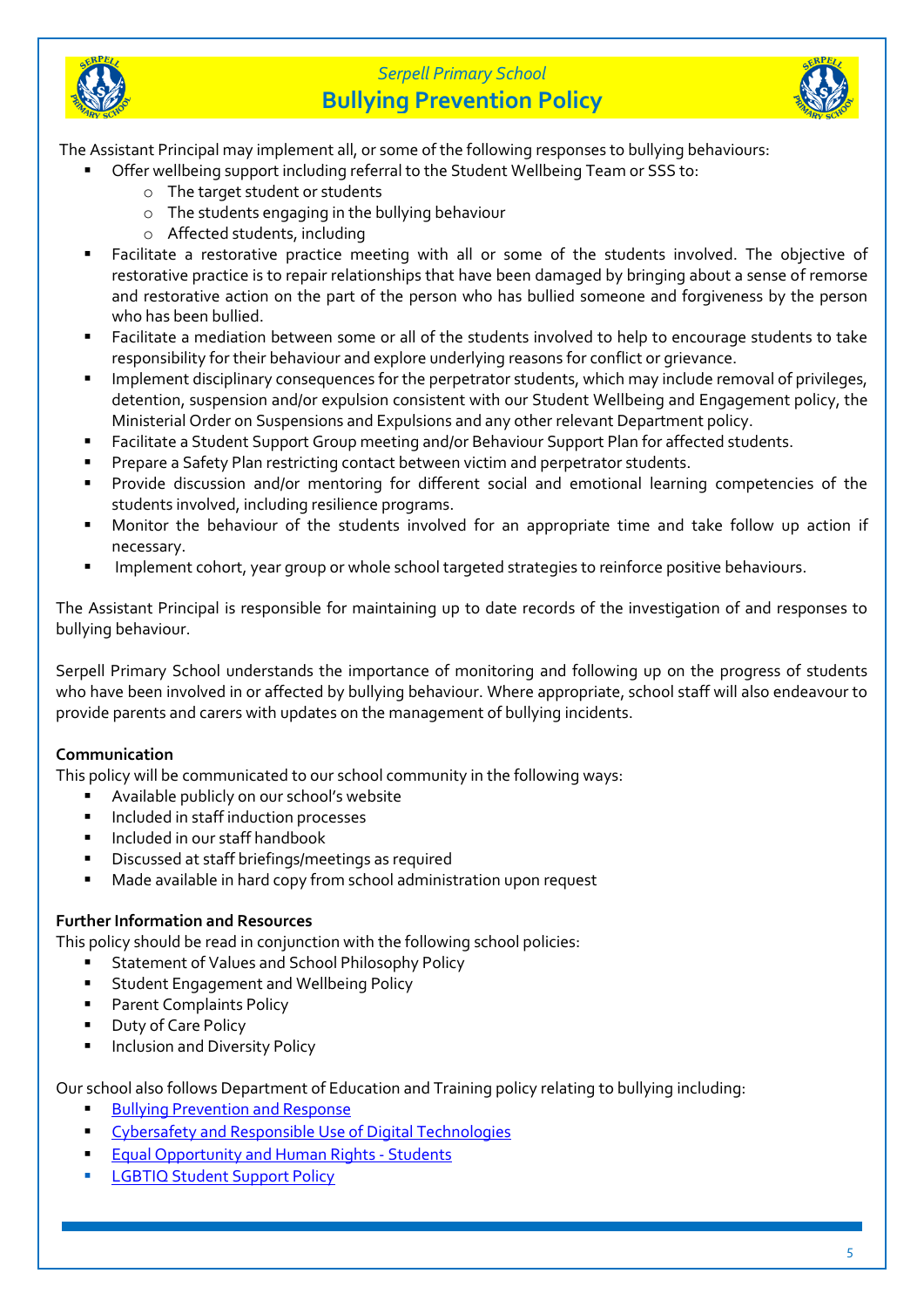The Assistant Principal may implement all, or some of the following responses to bullying behaviours:

- Offer wellbeing support including referral to the Student Wellbeing Team or SSS to:
  - The target student or students
  - The students engaging in the bullying behaviour
  - Affected students, including
- Facilitate a restorative practice meeting with all or some of the students involved. The objective of restorative practice is to repair relationships that have been damaged by bringing about a sense of remorse and restorative action on the part of the person who has bullied someone and forgiveness by the person who has been bullied.
- Facilitate a mediation between some or all of the students involved to help to encourage students to take responsibility for their behaviour and explore underlying reasons for conflict or grievance.
- Implement disciplinary consequences for the perpetrator students, which may include removal of privileges, detention, suspension and/or expulsion consistent with our Student Wellbeing and Engagement policy, the Ministerial Order on Suspensions and Expulsions and any other relevant Department policy.
- Facilitate a Student Support Group meeting and/or Behaviour Support Plan for affected students.
- Prepare a Safety Plan restricting contact between victim and perpetrator students.
- Provide discussion and/or mentoring for different social and emotional learning competencies of the students involved, including resilience programs.
- Monitor the behaviour of the students involved for an appropriate time and take follow up action if necessary.
- Implement cohort, year group or whole school targeted strategies to reinforce positive behaviours.

The Assistant Principal is responsible for maintaining up to date records of the investigation of and responses to bullying behaviour.

Serpell Primary School understands the importance of monitoring and following up on the progress of students who have been involved in or affected by bullying behaviour. Where appropriate, school staff will also endeavour to provide parents and carers with updates on the management of bullying incidents.

**Communication**

This policy will be communicated to our school community in the following ways:

- Available publicly on our school's website
- Included in staff induction processes
- Included in our staff handbook
- Discussed at staff briefings/meetings as required
- Made available in hard copy from school administration upon request

**Further Information and Resources**

This policy should be read in conjunction with the following school policies:

- Statement of Values and School Philosophy Policy
- Student Engagement and Wellbeing Policy
- Parent Complaints Policy
- Duty of Care Policy
- Inclusion and Diversity Policy

Our school also follows Department of Education and Training policy relating to bullying including:

- Bullying Prevention and Response
- Cybersafety and Responsible Use of Digital Technologies
- Equal Opportunity and Human Rights - Students
- LGBTIQ Student Support Policy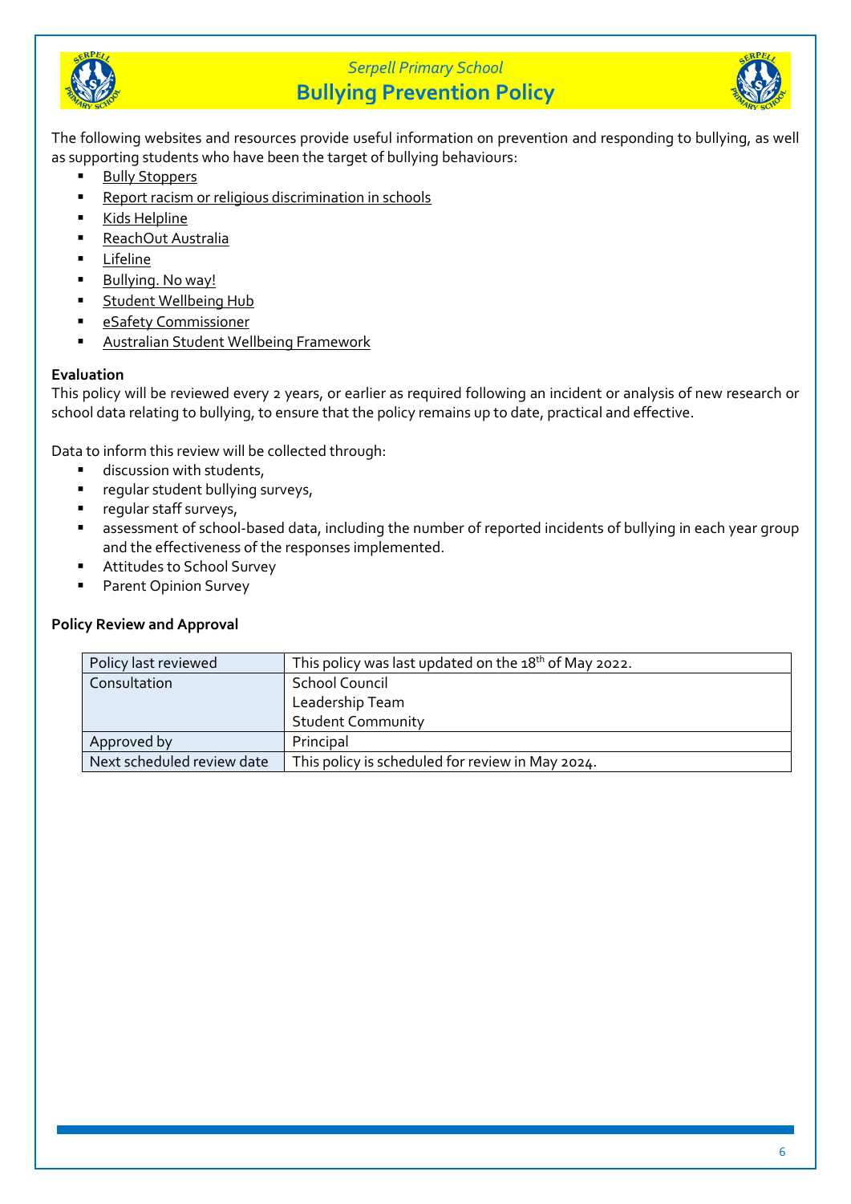The following websites and resources provide useful information on prevention and responding to bullying, as well as supporting students who have been the target of bullying behaviours:

- Bully Stoppers
- Report racism or religious discrimination in schools
- Kids Helpline
- ReachOut Australia
- Lifeline
- Bullying. No way!
- Student Wellbeing Hub
- eSafety Commissioner
- Australian Student Wellbeing Framework

**Evaluation**

This policy will be reviewed every 2 years, or earlier as required following an incident or analysis of new research or school data relating to bullying, to ensure that the policy remains up to date, practical and effective.

Data to inform this review will be collected through:

- discussion with students,
- regular student bullying surveys,
- regular staff surveys,
- assessment of school-based data, including the number of reported incidents of bullying in each year group and the effectiveness of the responses implemented.
- Attitudes to School Survey
- Parent Opinion Survey

**Policy Review and Approval**

| | |
|---|---|
| Policy last reviewed | This policy was last updated on the 18th of May 2022. |
| Consultation | School Council<br>Leadership Team<br>Student Community |
| Approved by | Principal |
| Next scheduled review date | This policy is scheduled for review in May 2024. |